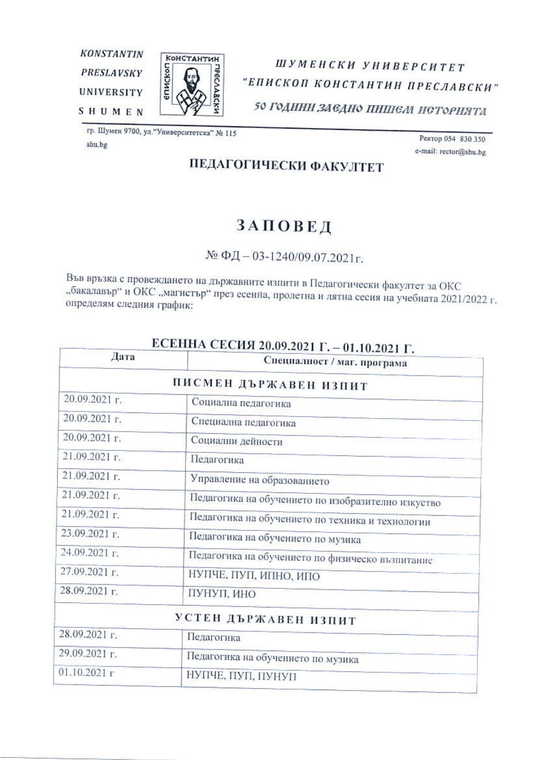KONSTANTIN PRESLAVSKY UNIVERSITY SHUMEN

ШУМЕНСКИ УНИВЕРСИТЕТ "ЕПИСКОП КОНСТАНТИН ПРЕСЛАВСКИ"

*50 ГОДИНИ ЗАЕДНО ПИШЕМ ИСТОРИЯТА*

гр. Шумен 9700, ул."Университетска" № 115
shu.bg

Ректор 054 830 350
e-mail: rector@shu.bg

## ПЕДАГОГИЧЕСКИ ФАКУЛТЕТ

# ЗАПОВЕД

№ ФД – 03-1240/09.07.2021г.

Във връзка с провеждането на държавните изпити в Педагогически факултет за ОКС „бакалавър" и ОКС „магистър" през есенна, пролетна и лятна сесия на учебната 2021/2022 г. определям следния график:

## ЕСЕННА СЕСИЯ 20.09.2021 Г. – 01.10.2021 Г.

| Дата | Специалност / маг. програма |
|---|---|
| **ПИСМЕН ДЪРЖАВЕН ИЗПИТ** | |
| 20.09.2021 г. | Социална педагогика |
| 20.09.2021 г. | Специална педагогика |
| 20.09.2021 г. | Социални дейности |
| 21.09.2021 г. | Педагогика |
| 21.09.2021 г. | Управление на образованието |
| 21.09.2021 г. | Педагогика на обучението по изобразително изкуство |
| 21.09.2021 г. | Педагогика на обучението по техника и технологии |
| 23.09.2021 г. | Педагогика на обучението по музика |
| 24.09.2021 г. | Педагогика на обучението по физическо възпитание |
| 27.09.2021 г. | НУПЧЕ, ПУП, ИПНО, ИПО |
| 28.09.2021 г. | ПУНУП, ИНО |
| **УСТЕН ДЪРЖАВЕН ИЗПИТ** | |
| 28.09.2021 г. | Педагогика |
| 29.09.2021 г. | Педагогика на обучението по музика |
| 01.10.2021 г | НУПЧЕ, ПУП, ПУНУП |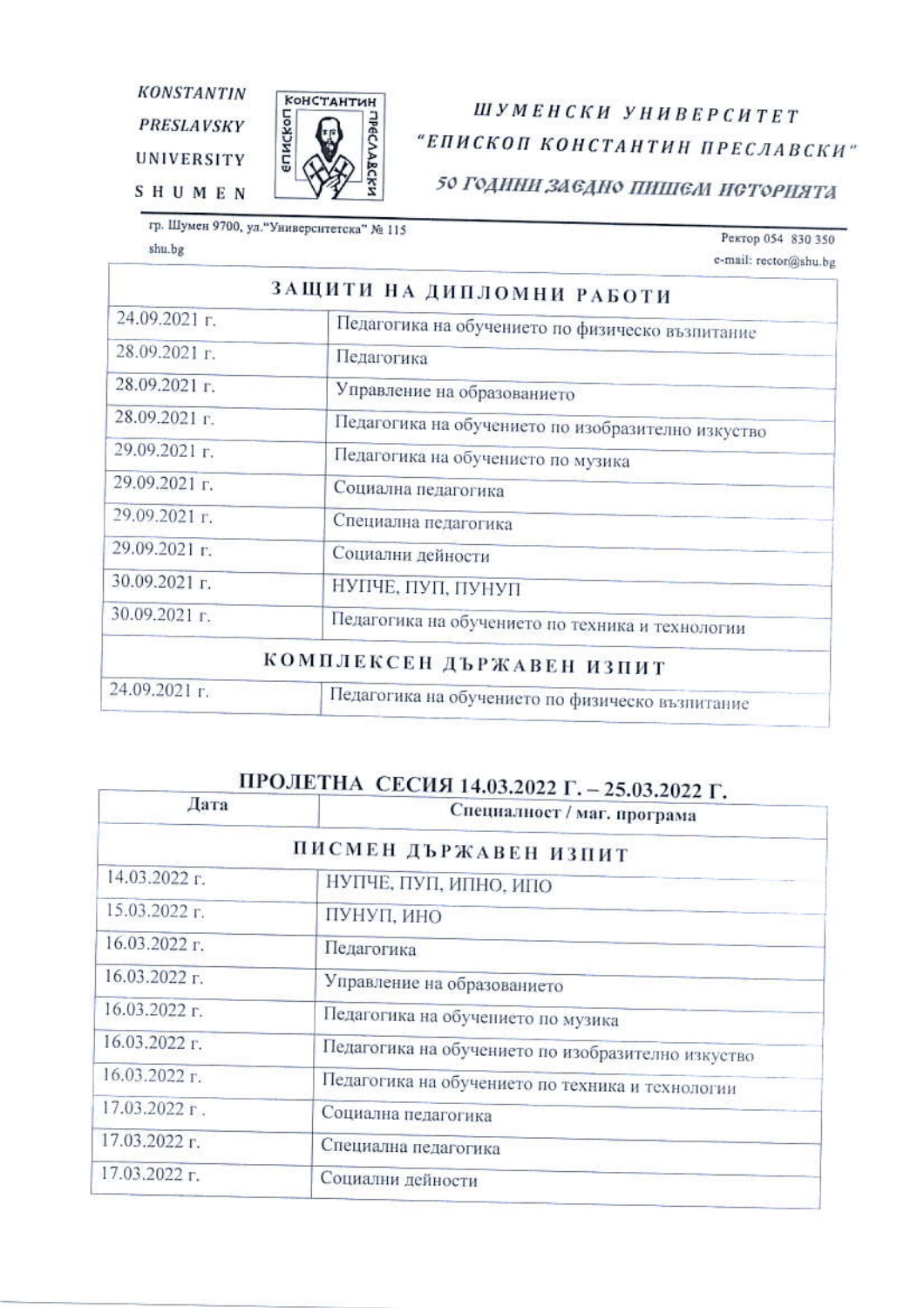KONSTANTIN PRESLAVSKY UNIVERSITY SHUMEN

**ШУМЕНСКИ УНИВЕРСИТЕТ "ЕПИСКОП КОНСТАНТИН ПРЕСЛАВСКИ"**

*50 ГОДИНИ ЗАЕДНО ПИШЕМ ИСТОРИЯТА*

гр. Шумен 9700, ул."Университетска" № 115
shu.bg

Ректор 054 830 350
e-mail: rector@shu.bg

| ЗАЩИТИ НА ДИПЛОМНИ РАБОТИ | |
|---|---|
| 24.09.2021 г. | Педагогика на обучението по физическо възпитание |
| 28.09.2021 г. | Педагогика |
| 28.09.2021 г. | Управление на образованието |
| 28.09.2021 г. | Педагогика на обучението по изобразително изкуство |
| 29.09.2021 г. | Педагогика на обучението по музика |
| 29.09.2021 г. | Социална педагогика |
| 29.09.2021 г. | Специална педагогика |
| 29.09.2021 г. | Социални дейности |
| 30.09.2021 г. | НУПЧЕ, ПУП, ПУНУП |
| 30.09.2021 г. | Педагогика на обучението по техника и технологии |
| **КОМПЛЕКСЕН ДЪРЖАВЕН ИЗПИТ** | |
| 24.09.2021 г. | Педагогика на обучението по физическо възпитание |

## ПРОЛЕТНА СЕСИЯ 14.03.2022 Г. – 25.03.2022 Г.

| Дата | Специалност / маг. програма |
|---|---|
| **ПИСМЕН ДЪРЖАВЕН ИЗПИТ** | |
| 14.03.2022 г. | НУПЧЕ, ПУП, ИПНО, ИПО |
| 15.03.2022 г. | ПУНУП, ИНО |
| 16.03.2022 г. | Педагогика |
| 16.03.2022 г. | Управление на образованието |
| 16.03.2022 г. | Педагогика на обучението по музика |
| 16.03.2022 г. | Педагогика на обучението по изобразително изкуство |
| 16.03.2022 г. | Педагогика на обучението по техника и технологии |
| 17.03.2022 г . | Социална педагогика |
| 17.03.2022 г. | Специална педагогика |
| 17.03.2022 г. | Социални дейности |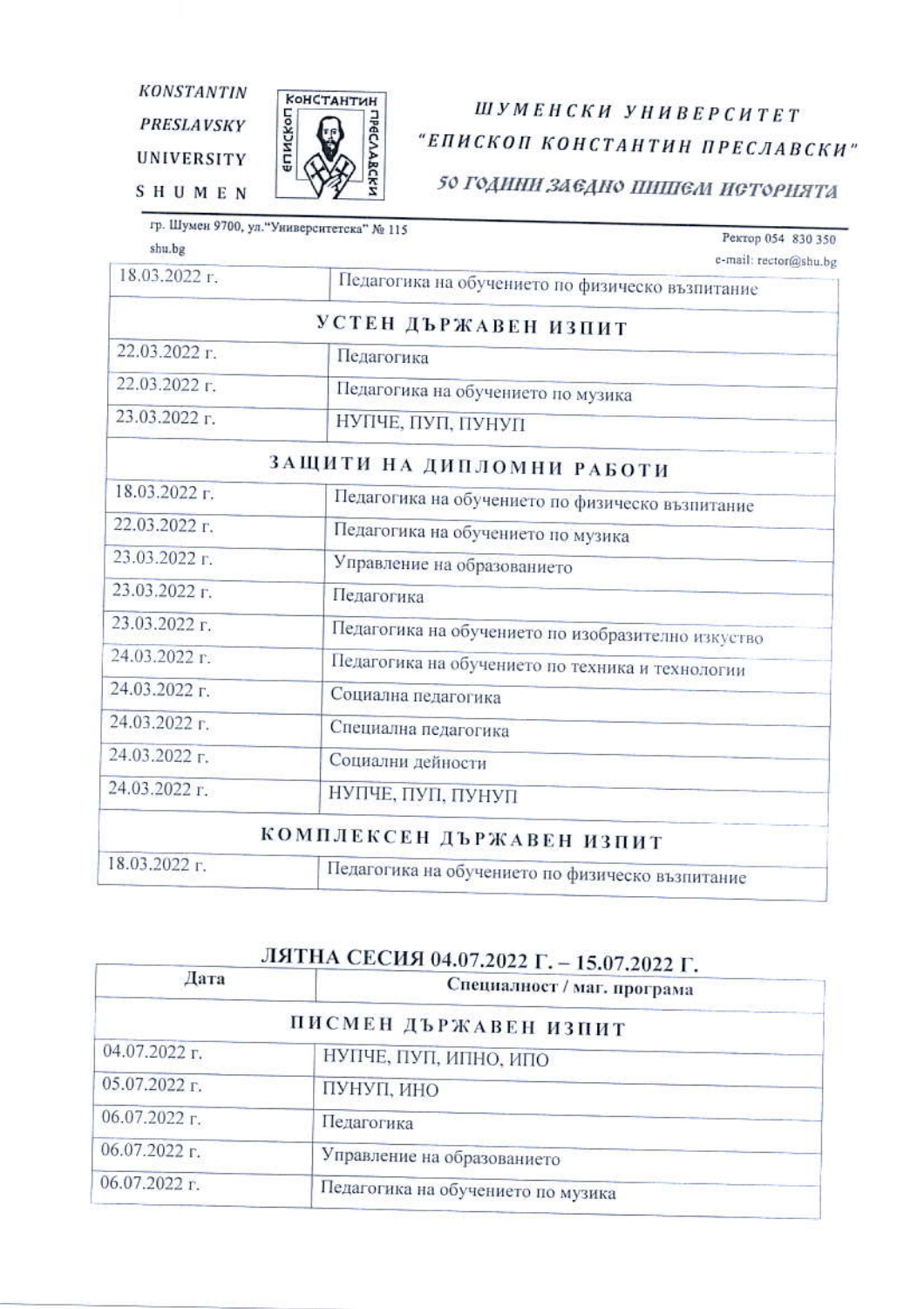| | |
|---|---|
| 18.03.2022 г. | Педагогика на обучението по физическо възпитание |
| **УСТЕН ДЪРЖАВЕН ИЗПИТ** | |
| 22.03.2022 г. | Педагогика |
| 22.03.2022 г. | Педагогика на обучението по музика |
| 23.03.2022 г. | НУПЧЕ, ПУП, ПУНУП |
| **ЗАЩИТИ НА ДИПЛОМНИ РАБОТИ** | |
| 18.03.2022 г. | Педагогика на обучението по физическо възпитание |
| 22.03.2022 г. | Педагогика на обучението по музика |
| 23.03.2022 г. | Управление на образованието |
| 23.03.2022 г. | Педагогика |
| 23.03.2022 г. | Педагогика на обучението по изобразително изкуство |
| 24.03.2022 г. | Педагогика на обучението по техника и технологии |
| 24.03.2022 г. | Социална педагогика |
| 24.03.2022 г. | Специална педагогика |
| 24.03.2022 г. | Социални дейности |
| 24.03.2022 г. | НУПЧЕ, ПУП, ПУНУП |
| **КОМПЛЕКСЕН ДЪРЖАВЕН ИЗПИТ** | |
| 18.03.2022 г. | Педагогика на обучението по физическо възпитание |

## ЛЯТНА СЕСИЯ 04.07.2022 Г. – 15.07.2022 Г.

| Дата | Специалност / маг. програма |
|---|---|
| **ПИСМЕН ДЪРЖАВЕН ИЗПИТ** | |
| 04.07.2022 г. | НУПЧЕ, ПУП, ИПНО, ИПО |
| 05.07.2022 г. | ПУНУП, ИНО |
| 06.07.2022 г. | Педагогика |
| 06.07.2022 г. | Управление на образованието |
| 06.07.2022 г. | Педагогика на обучението по музика |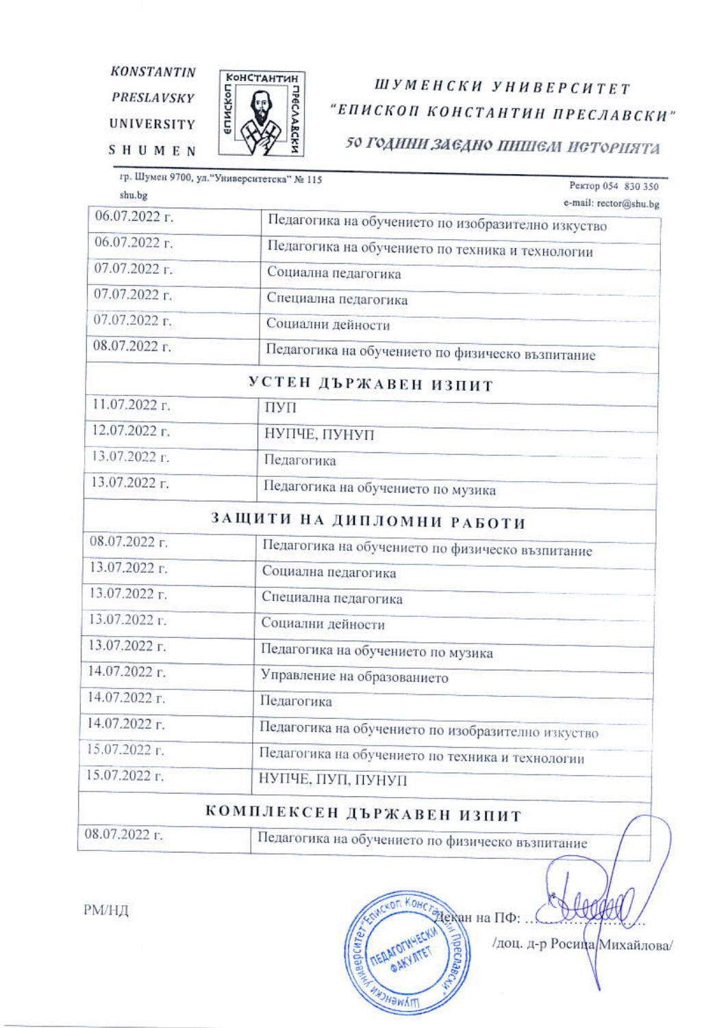KONSTANTIN PRESLAVSKY UNIVERSITY SHUMEN

# ШУМЕНСКИ УНИВЕРСИТЕТ "ЕПИСКОП КОНСТАНТИН ПРЕСЛАВСКИ"

*50 ГОДИНИ ЗАЕДНО ПИШЕМ ИСТОРИЯТА*

гр. Шумен 9700, ул."Университетска" № 115
shu.bg

Ректор 054 830 350
e-mail: rector@shu.bg

| | |
|---|---|
| 06.07.2022 г. | Педагогика на обучението по изобразително изкуство |
| 06.07.2022 г. | Педагогика на обучението по техника и технологии |
| 07.07.2022 г. | Социална педагогика |
| 07.07.2022 г. | Специална педагогика |
| 07.07.2022 г. | Социални дейности |
| 08.07.2022 г. | Педагогика на обучението по физическо възпитание |
| **УСТЕН ДЪРЖАВЕН ИЗПИТ** | |
| 11.07.2022 г. | ПУП |
| 12.07.2022 г. | НУПЧЕ, ПУНУП |
| 13.07.2022 г. | Педагогика |
| 13.07.2022 г. | Педагогика на обучението по музика |
| **ЗАЩИТИ НА ДИПЛОМНИ РАБОТИ** | |
| 08.07.2022 г. | Педагогика на обучението по физическо възпитание |
| 13.07.2022 г. | Социална педагогика |
| 13.07.2022 г. | Специална педагогика |
| 13.07.2022 г. | Социални дейности |
| 13.07.2022 г. | Педагогика на обучението по музика |
| 14.07.2022 г. | Управление на образованието |
| 14.07.2022 г. | Педагогика |
| 14.07.2022 г. | Педагогика на обучението по изобразително изкуство |
| 15.07.2022 г. | Педагогика на обучението по техника и технологии |
| 15.07.2022 г. | НУПЧЕ, ПУП, ПУНУП |
| **КОМПЛЕКСЕН ДЪРЖАВЕН ИЗПИТ** | |
| 08.07.2022 г. | Педагогика на обучението по физическо възпитание |

РМ/НД

Декан на ПФ: ……………………

/доц. д-р Росица Михайлова/